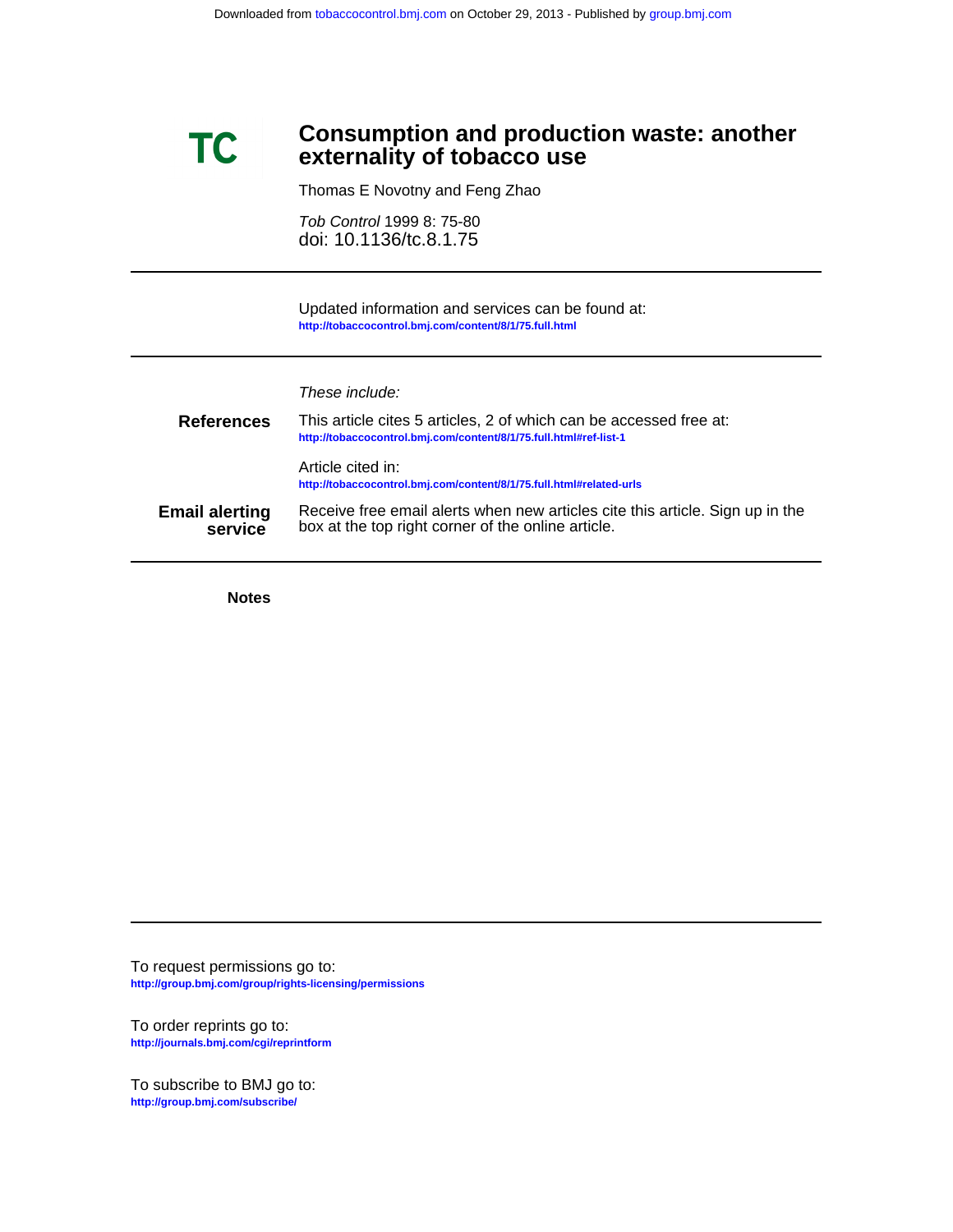Downloaded from tobaccocontrol.bmj.com on October 29, 2013 - Published by group.bmj.com

TC

# Consumption and production waste: another externality of tobacco use

Thomas E Novotny and Feng Zhao

*Tob Control* 1999 8: 75-80
doi: 10.1136/tc.8.1.75

---

Updated information and services can be found at:
http://tobaccocontrol.bmj.com/content/8/1/75.full.html

---

*These include:*

**References**

This article cites 5 articles, 2 of which can be accessed free at:
http://tobaccocontrol.bmj.com/content/8/1/75.full.html#ref-list-1

Article cited in:
http://tobaccocontrol.bmj.com/content/8/1/75.full.html#related-urls

**Email alerting service**

Receive free email alerts when new articles cite this article. Sign up in the box at the top right corner of the online article.

---

**Notes**

---

To request permissions go to:
http://group.bmj.com/group/rights-licensing/permissions

To order reprints go to:
http://journals.bmj.com/cgi/reprintform

To subscribe to BMJ go to:
http://group.bmj.com/subscribe/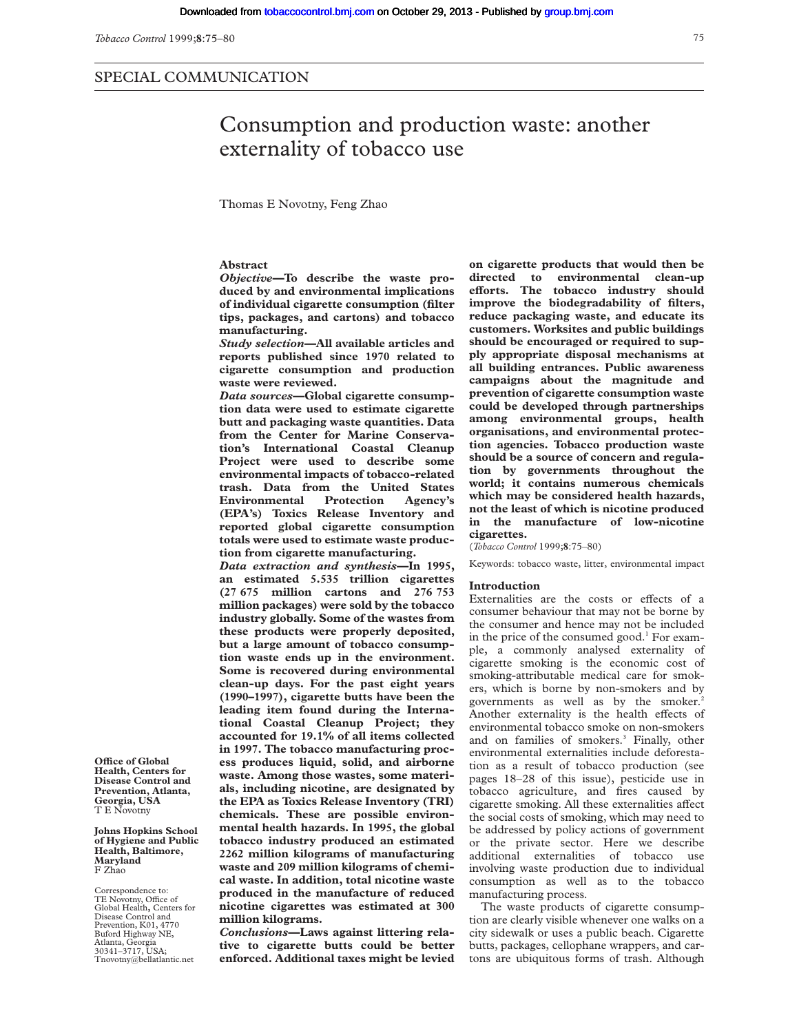SPECIAL COMMUNICATION

# Consumption and production waste: another externality of tobacco use

Thomas E Novotny, Feng Zhao

## Abstract

**_Objective_—To describe the waste produced by and environmental implications of individual cigarette consumption (filter tips, packages, and cartons) and tobacco manufacturing.**

**_Study selection_—All available articles and reports published since 1970 related to cigarette consumption and production waste were reviewed.**

**_Data sources_—Global cigarette consumption data were used to estimate cigarette butt and packaging waste quantities. Data from the Center for Marine Conservation's International Coastal Cleanup Project were used to describe some environmental impacts of tobacco-related trash. Data from the United States Environmental Protection Agency's (EPA's) Toxics Release Inventory and reported global cigarette consumption totals were used to estimate waste production from cigarette manufacturing.**

**_Data extraction and synthesis_—In 1995, an estimated 5.535 trillion cigarettes (27 675 million cartons and 276 753 million packages) were sold by the tobacco industry globally. Some of the wastes from these products were properly deposited, but a large amount of tobacco consumption waste ends up in the environment. Some is recovered during environmental clean-up days. For the past eight years (1990–1997), cigarette butts have been the leading item found during the International Coastal Cleanup Project; they accounted for 19.1% of all items collected in 1997. The tobacco manufacturing process produces liquid, solid, and airborne waste. Among those wastes, some materials, including nicotine, are designated by the EPA as Toxics Release Inventory (TRI) chemicals. These are possible environmental health hazards. In 1995, the global tobacco industry produced an estimated 2262 million kilograms of manufacturing waste and 209 million kilograms of chemical waste. In addition, total nicotine waste produced in the manufacture of reduced nicotine cigarettes was estimated at 300 million kilograms.**

**_Conclusions_—Laws against littering relative to cigarette butts could be better enforced. Additional taxes might be levied on cigarette products that would then be directed to environmental clean-up efforts. The tobacco industry should improve the biodegradability of filters, reduce packaging waste, and educate its customers. Worksites and public buildings should be encouraged or required to supply appropriate disposal mechanisms at all building entrances. Public awareness campaigns about the magnitude and prevention of cigarette consumption waste could be developed through partnerships among environmental groups, health organisations, and environmental protection agencies. Tobacco production waste should be a source of concern and regulation by governments throughout the world; it contains numerous chemicals which may be considered health hazards, not the least of which is nicotine produced in the manufacture of low-nicotine cigarettes.**

(*Tobacco Control* 1999;**8**:75–80)

Keywords: tobacco waste, litter, environmental impact

Office of Global Health, Centers for Disease Control and Prevention, Atlanta, Georgia, USA
T E Novotny

Johns Hopkins School of Hygiene and Public Health, Baltimore, Maryland
F Zhao

Correspondence to: TE Novotny, Office of Global Health, Centers for Disease Control and Prevention, K01, 4770 Buford Highway NE, Atlanta, Georgia 30341–3717, USA; Tnovotny@bellatlantic.net

## Introduction

Externalities are the costs or effects of a consumer behaviour that may not be borne by the consumer and hence may not be included in the price of the consumed good.[1] For example, a commonly analysed externality of cigarette smoking is the economic cost of smoking-attributable medical care for smokers, which is borne by non-smokers and by governments as well as by the smoker.[2] Another externality is the health effects of environmental tobacco smoke on non-smokers and on families of smokers.[3] Finally, other environmental externalities include deforestation as a result of tobacco production (see pages 18–28 of this issue), pesticide use in tobacco agriculture, and fires caused by cigarette smoking. All these externalities affect the social costs of smoking, which may need to be addressed by policy actions of government or the private sector. Here we describe additional externalities of tobacco use involving waste production due to individual consumption as well as to the tobacco manufacturing process.

The waste products of cigarette consumption are clearly visible whenever one walks on a city sidewalk or uses a public beach. Cigarette butts, packages, cellophane wrappers, and cartons are ubiquitous forms of trash. Although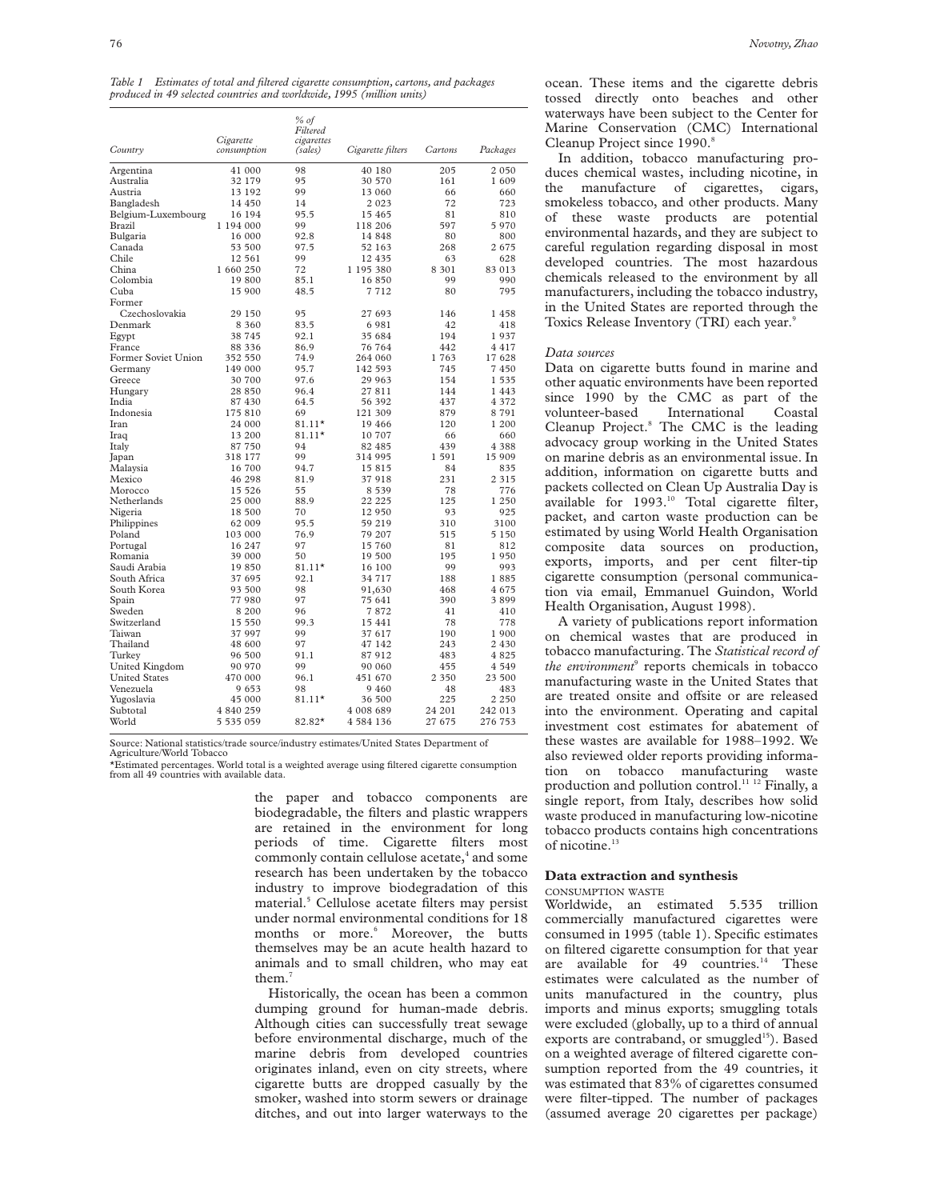*Table 1 Estimates of total and filtered cigarette consumption, cartons, and packages produced in 49 selected countries and worldwide, 1995 (million units)*

| Country | Cigarette consumption | % of Filtered cigarettes (sales) | Cigarette filters | Cartons | Packages |
|---|---|---|---|---|---|
| Argentina | 41 000 | 98 | 40 180 | 205 | 2 050 |
| Australia | 32 179 | 95 | 30 570 | 161 | 1 609 |
| Austria | 13 192 | 99 | 13 060 | 66 | 660 |
| Bangladesh | 14 450 | 14 | 2 023 | 72 | 723 |
| Belgium-Luxembourg | 16 194 | 95.5 | 15 465 | 81 | 810 |
| Brazil | 1 194 000 | 99 | 118 206 | 597 | 5 970 |
| Bulgaria | 16 000 | 92.8 | 14 848 | 80 | 800 |
| Canada | 53 500 | 97.5 | 52 163 | 268 | 2 675 |
| Chile | 12 561 | 99 | 12 435 | 63 | 628 |
| China | 1 660 250 | 72 | 1 195 380 | 8 301 | 83 013 |
| Colombia | 19 800 | 85.1 | 16 850 | 99 | 990 |
| Cuba | 15 900 | 48.5 | 7 712 | 80 | 795 |
| Former Czechoslovakia | 29 150 | 95 | 27 693 | 146 | 1 458 |
| Denmark | 8 360 | 83.5 | 6 981 | 42 | 418 |
| Egypt | 38 745 | 92.1 | 35 684 | 194 | 1 937 |
| France | 88 336 | 86.9 | 76 764 | 442 | 4 417 |
| Former Soviet Union | 352 550 | 74.9 | 264 060 | 1 763 | 17 628 |
| Germany | 149 000 | 95.7 | 142 593 | 745 | 7 450 |
| Greece | 30 700 | 97.6 | 29 963 | 154 | 1 535 |
| Hungary | 28 850 | 96.4 | 27 811 | 144 | 1 443 |
| India | 87 430 | 64.5 | 56 392 | 437 | 4 372 |
| Indonesia | 175 810 | 69 | 121 309 | 879 | 8 791 |
| Iran | 24 000 | 81.11* | 19 466 | 120 | 1 200 |
| Iraq | 13 200 | 81.11* | 10 707 | 66 | 660 |
| Italy | 87 750 | 94 | 82 485 | 439 | 4 388 |
| Japan | 318 177 | 99 | 314 995 | 1 591 | 15 909 |
| Malaysia | 16 700 | 94.7 | 15 815 | 84 | 835 |
| Mexico | 46 298 | 81.9 | 37 918 | 231 | 2 315 |
| Morocco | 15 526 | 55 | 8 539 | 78 | 776 |
| Netherlands | 25 000 | 88.9 | 22 225 | 125 | 1 250 |
| Nigeria | 18 500 | 70 | 12 950 | 93 | 925 |
| Philippines | 62 009 | 95.5 | 59 219 | 310 | 3100 |
| Poland | 103 000 | 76.9 | 79 207 | 515 | 5 150 |
| Portugal | 16 247 | 97 | 15 760 | 81 | 812 |
| Romania | 39 000 | 50 | 19 500 | 195 | 1 950 |
| Saudi Arabia | 19 850 | 81.11* | 16 100 | 99 | 993 |
| South Africa | 37 695 | 92.1 | 34 717 | 188 | 1 885 |
| South Korea | 93 500 | 98 | 91,630 | 468 | 4 675 |
| Spain | 77 980 | 97 | 75 641 | 390 | 3 899 |
| Sweden | 8 200 | 96 | 7 872 | 41 | 410 |
| Switzerland | 15 550 | 99.3 | 15 441 | 78 | 778 |
| Taiwan | 37 997 | 99 | 37 617 | 190 | 1 900 |
| Thailand | 48 600 | 97 | 47 142 | 243 | 2 430 |
| Turkey | 96 500 | 91.1 | 87 912 | 483 | 4 825 |
| United Kingdom | 90 970 | 99 | 90 060 | 455 | 4 549 |
| United States | 470 000 | 96.1 | 451 670 | 2 350 | 23 500 |
| Venezuela | 9 653 | 98 | 9 460 | 48 | 483 |
| Yugoslavia | 45 000 | 81.11* | 36 500 | 225 | 2 250 |
| Subtotal | 4 840 259 | | 4 008 689 | 24 201 | 242 013 |
| World | 5 535 059 | 82.82* | 4 584 136 | 27 675 | 276 753 |

Source: National statistics/trade source/industry estimates/United States Department of Agriculture/World Tobacco
*Estimated percentages. World total is a weighted average using filtered cigarette consumption from all 49 countries with available data.

the paper and tobacco components are biodegradable, the filters and plastic wrappers are retained in the environment for long periods of time. Cigarette filters most commonly contain cellulose acetate,[4] and some research has been undertaken by the tobacco industry to improve biodegradation of this material.[5] Cellulose acetate filters may persist under normal environmental conditions for 18 months or more.[6] Moreover, the butts themselves may be an acute health hazard to animals and to small children, who may eat them.[7]

Historically, the ocean has been a common dumping ground for human-made debris. Although cities can successfully treat sewage before environmental discharge, much of the marine debris from developed countries originates inland, even on city streets, where cigarette butts are dropped casually by the smoker, washed into storm sewers or drainage ditches, and out into larger waterways to the ocean. These items and the cigarette debris tossed directly onto beaches and other waterways have been subject to the Center for Marine Conservation (CMC) International Cleanup Project since 1990.[8]

In addition, tobacco manufacturing produces chemical wastes, including nicotine, in the manufacture of cigarettes, cigars, smokeless tobacco, and other products. Many of these waste products are potential environmental hazards, and they are subject to careful regulation regarding disposal in most developed countries. The most hazardous chemicals released to the environment by all manufacturers, including the tobacco industry, in the United States are reported through the Toxics Release Inventory (TRI) each year.[9]

*Data sources*

Data on cigarette butts found in marine and other aquatic environments have been reported since 1990 by the CMC as part of the volunteer-based International Coastal Cleanup Project.[8] The CMC is the leading advocacy group working in the United States on marine debris as an environmental issue. In addition, information on cigarette butts and packets collected on Clean Up Australia Day is available for 1993.[10] Total cigarette filter, packet, and carton waste production can be estimated by using World Health Organisation composite data sources on production, exports, imports, and per cent filter-tip cigarette consumption (personal communication via email, Emmanuel Guindon, World Health Organisation, August 1998).

A variety of publications report information on chemical wastes that are produced in tobacco manufacturing. The *Statistical record of the environment*[9] reports chemicals in tobacco manufacturing waste in the United States that are treated onsite and offsite or are released into the environment. Operating and capital investment cost estimates for abatement of these wastes are available for 1988–1992. We also reviewed older reports providing information on tobacco manufacturing waste production and pollution control.[11 12] Finally, a single report, from Italy, describes how solid waste produced in manufacturing low-nicotine tobacco products contains high concentrations of nicotine.[13]

## Data extraction and synthesis

CONSUMPTION WASTE

Worldwide, an estimated 5.535 trillion commercially manufactured cigarettes were consumed in 1995 (table 1). Specific estimates on filtered cigarette consumption for that year are available for 49 countries.[14] These estimates were calculated as the number of units manufactured in the country, plus imports and minus exports; smuggling totals were excluded (globally, up to a third of annual exports are contraband, or smuggled[15]). Based on a weighted average of filtered cigarette consumption reported from the 49 countries, it was estimated that 83% of cigarettes consumed were filter-tipped. The number of packages (assumed average 20 cigarettes per package)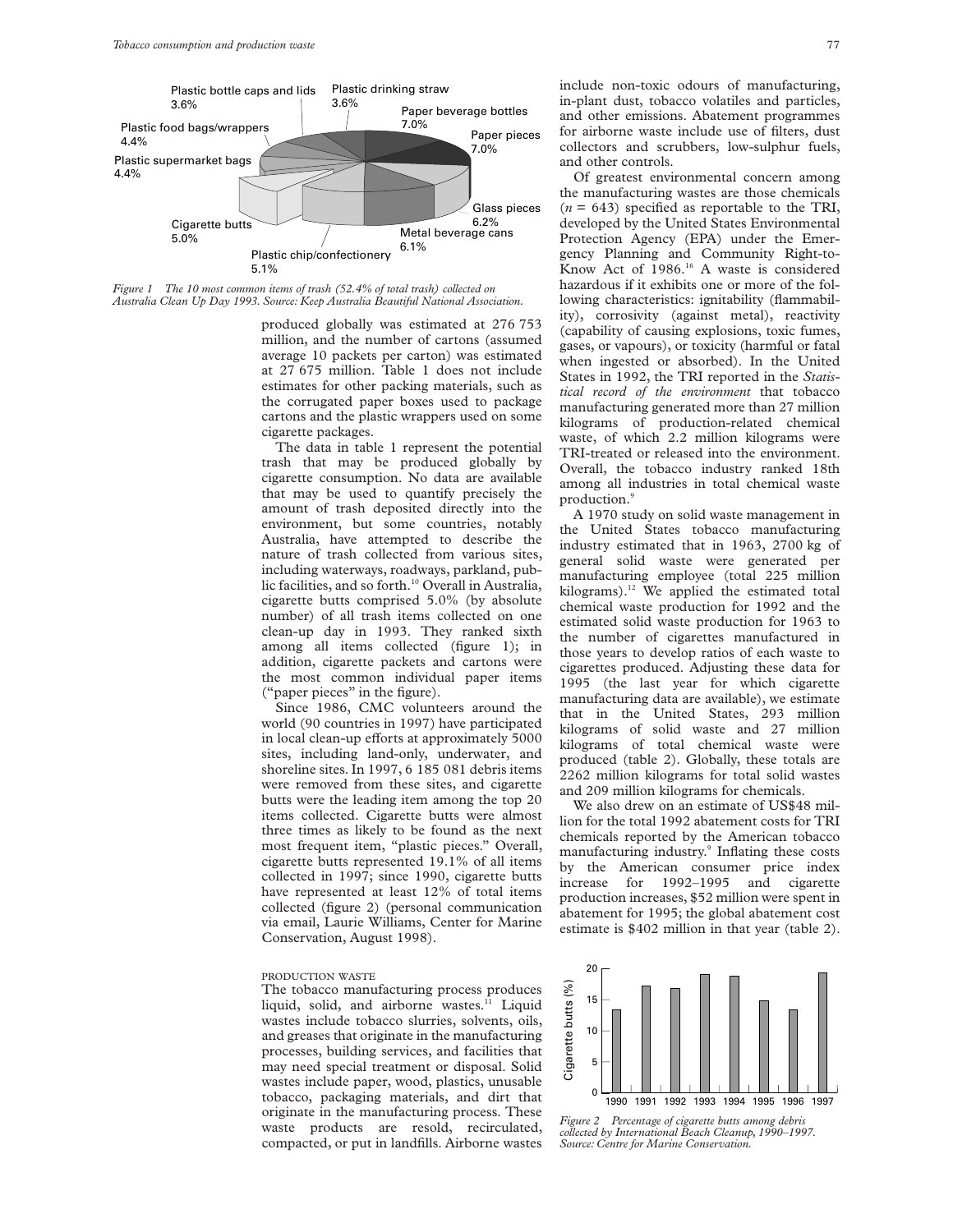Figure 1 The 10 most common items of trash (52.4% of total trash) collected on Australia Clean Up Day 1993. Source: Keep Australia Beautiful National Association.

produced globally was estimated at 276 753 million, and the number of cartons (assumed average 10 packets per carton) was estimated at 27 675 million. Table 1 does not include estimates for other packing materials, such as the corrugated paper boxes used to package cartons and the plastic wrappers used on some cigarette packages.

The data in table 1 represent the potential trash that may be produced globally by cigarette consumption. No data are available that may be used to quantify precisely the amount of trash deposited directly into the environment, but some countries, notably Australia, have attempted to describe the nature of trash collected from various sites, including waterways, roadways, parkland, public facilities, and so forth.[10] Overall in Australia, cigarette butts comprised 5.0% (by absolute number) of all trash items collected on one clean-up day in 1993. They ranked sixth among all items collected (figure 1); in addition, cigarette packets and cartons were the most common individual paper items ("paper pieces" in the figure).

Since 1986, CMC volunteers around the world (90 countries in 1997) have participated in local clean-up efforts at approximately 5000 sites, including land-only, underwater, and shoreline sites. In 1997, 6 185 081 debris items were removed from these sites, and cigarette butts were the leading item among the top 20 items collected. Cigarette butts were almost three times as likely to be found as the next most frequent item, "plastic pieces." Overall, cigarette butts represented 19.1% of all items collected in 1997; since 1990, cigarette butts have represented at least 12% of total items collected (figure 2) (personal communication via email, Laurie Williams, Center for Marine Conservation, August 1998).

## PRODUCTION WASTE

The tobacco manufacturing process produces liquid, solid, and airborne wastes.[11] Liquid wastes include tobacco slurries, solvents, oils, and greases that originate in the manufacturing processes, building services, and facilities that may need special treatment or disposal. Solid wastes include paper, wood, plastics, unusable tobacco, packaging materials, and dirt that originate in the manufacturing process. These waste products are resold, recirculated, compacted, or put in landfills. Airborne wastes include non-toxic odours of manufacturing, in-plant dust, tobacco volatiles and particles, and other emissions. Abatement programmes for airborne waste include use of filters, dust collectors and scrubbers, low-sulphur fuels, and other controls.

Of greatest environmental concern among the manufacturing wastes are those chemicals ($n$ = 643) specified as reportable to the TRI, developed by the United States Environmental Protection Agency (EPA) under the Emergency Planning and Community Right-to-Know Act of 1986.[16] A waste is considered hazardous if it exhibits one or more of the following characteristics: ignitability (flammability), corrosivity (against metal), reactivity (capability of causing explosions, toxic fumes, gases, or vapours), or toxicity (harmful or fatal when ingested or absorbed). In the United States in 1992, the TRI reported in the *Statistical record of the environment* that tobacco manufacturing generated more than 27 million kilograms of production-related chemical waste, of which 2.2 million kilograms were TRI-treated or released into the environment. Overall, the tobacco industry ranked 18th among all industries in total chemical waste production.[9]

A 1970 study on solid waste management in the United States tobacco manufacturing industry estimated that in 1963, 2700 kg of general solid waste were generated per manufacturing employee (total 225 million kilograms).[12] We applied the estimated total chemical waste production for 1992 and the estimated solid waste production for 1963 to the number of cigarettes manufactured in those years to develop ratios of each waste to cigarettes produced. Adjusting these data for 1995 (the last year for which cigarette manufacturing data are available), we estimate that in the United States, 293 million kilograms of solid waste and 27 million kilograms of total chemical waste were produced (table 2). Globally, these totals are 2262 million kilograms for total solid wastes and 209 million kilograms for chemicals.

We also drew on an estimate of US$48 million for the total 1992 abatement costs for TRI chemicals reported by the American tobacco manufacturing industry.[9] Inflating these costs by the American consumer price index increase for 1992–1995 and cigarette production increases, $52 million were spent in abatement for 1995; the global abatement cost estimate is $402 million in that year (table 2).

Figure 2 Percentage of cigarette butts among debris collected by International Beach Cleanup, 1990–1997. Source: Centre for Marine Conservation.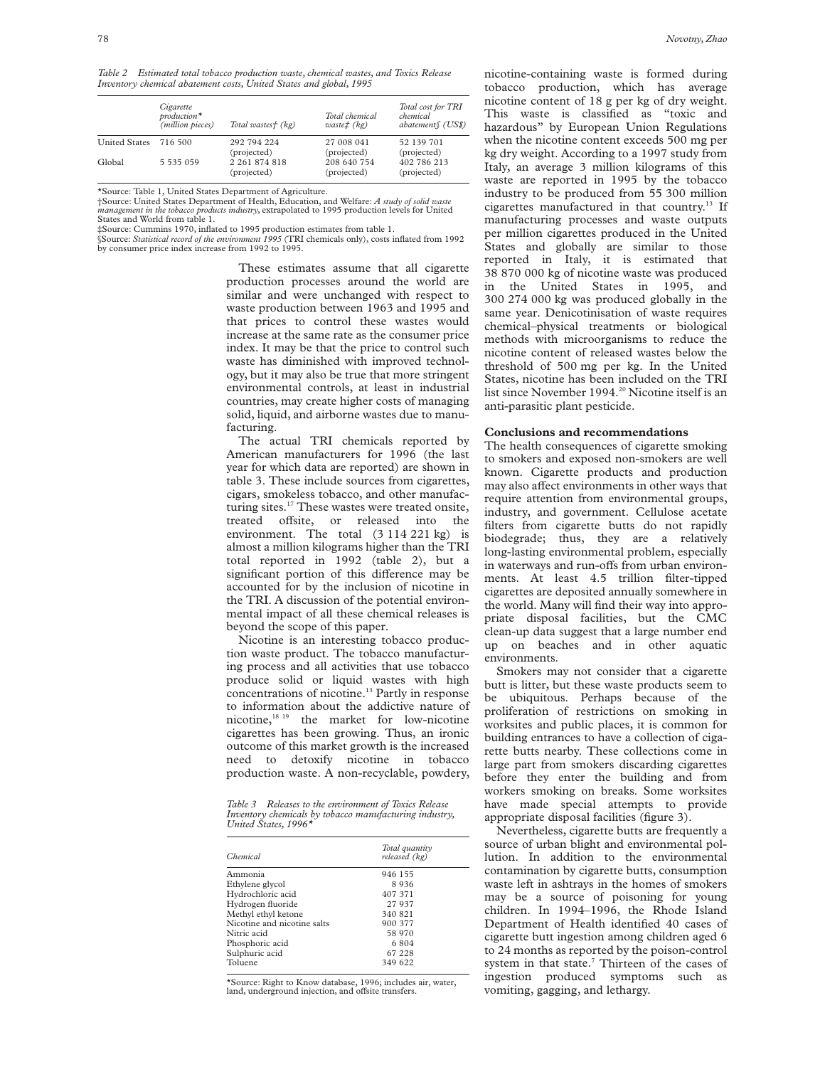*Table 2 Estimated total tobacco production waste, chemical wastes, and Toxics Release Inventory chemical abatement costs, United States and global, 1995*

| | Cigarette production* (million pieces) | Total wastes† (kg) | Total chemical waste‡ (kg) | Total cost for TRI chemical abatement§ (US$) |
|---|---|---|---|---|
| United States | 716 500 | 292 794 224 (projected) | 27 008 041 (projected) | 52 139 701 (projected) |
| Global | 5 535 059 | 2 261 874 818 (projected) | 208 640 754 (projected) | 402 786 213 (projected) |

*Source: Table 1, United States Department of Agriculture.
†Source: United States Department of Health, Education, and Welfare: *A study of solid waste management in the tobacco products industry*, extrapolated to 1995 production levels for United States and World from table 1.
‡Source: Cummins 1970, inflated to 1995 production estimates from table 1.
§Source: *Statistical record of the environment 1995* (TRI chemicals only), costs inflated from 1992 by consumer price index increase from 1992 to 1995.

These estimates assume that all cigarette production processes around the world are similar and were unchanged with respect to waste production between 1963 and 1995 and that prices to control these wastes would increase at the same rate as the consumer price index. It may be that the price to control such waste has diminished with improved technology, but it may also be true that more stringent environmental controls, at least in industrial countries, may create higher costs of managing solid, liquid, and airborne wastes due to manufacturing.

The actual TRI chemicals reported by American manufacturers for 1996 (the last year for which data are reported) are shown in table 3. These include sources from cigarettes, cigars, smokeless tobacco, and other manufacturing sites.[17] These wastes were treated onsite, treated offsite, or released into the environment. The total (3 114 221 kg) is almost a million kilograms higher than the TRI total reported in 1992 (table 2), but a significant portion of this difference may be accounted for by the inclusion of nicotine in the TRI. A discussion of the potential environmental impact of all these chemical releases is beyond the scope of this paper.

Nicotine is an interesting tobacco production waste product. The tobacco manufacturing process and all activities that use tobacco produce solid or liquid wastes with high concentrations of nicotine.[13] Partly in response to information about the addictive nature of nicotine,[18 19] the market for low-nicotine cigarettes has been growing. Thus, an ironic outcome of this market growth is the increased need to detoxify nicotine in tobacco production waste. A non-recyclable, powdery, nicotine-containing waste is formed during tobacco production, which has average nicotine content of 18 g per kg of dry weight. This waste is classified as "toxic and hazardous" by European Union Regulations when the nicotine content exceeds 500 mg per kg dry weight. According to a 1997 study from Italy, an average 3 million kilograms of this waste are reported in 1995 by the tobacco industry to be produced from 55 300 million cigarettes manufactured in that country.[13] If manufacturing processes and waste outputs per million cigarettes produced in the United States and globally are similar to those reported in Italy, it is estimated that 38 870 000 kg of nicotine waste was produced in the United States in 1995, and 300 274 000 kg was produced globally in the same year. Denicotinisation of waste requires chemical–physical treatments or biological methods with microorganisms to reduce the nicotine content of released wastes below the threshold of 500 mg per kg. In the United States, nicotine has been included on the TRI list since November 1994.[20] Nicotine itself is an anti-parasitic plant pesticide.

*Table 3 Releases to the environment of Toxics Release Inventory chemicals by tobacco manufacturing industry, United States, 1996**

| Chemical | Total quantity released (kg) |
|---|---|
| Ammonia | 946 155 |
| Ethylene glycol | 8 936 |
| Hydrochloric acid | 407 371 |
| Hydrogen fluoride | 27 937 |
| Methyl ethyl ketone | 340 821 |
| Nicotine and nicotine salts | 900 377 |
| Nitric acid | 58 970 |
| Phosphoric acid | 6 804 |
| Sulphuric acid | 67 228 |
| Toluene | 349 622 |

*Source: Right to Know database, 1996; includes air, water, land, underground injection, and offsite transfers.

## Conclusions and recommendations

The health consequences of cigarette smoking to smokers and exposed non-smokers are well known. Cigarette products and production may also affect environments in other ways that require attention from environmental groups, industry, and government. Cellulose acetate filters from cigarette butts do not rapidly biodegrade; thus, they are a relatively long-lasting environmental problem, especially in waterways and run-offs from urban environments. At least 4.5 trillion filter-tipped cigarettes are deposited annually somewhere in the world. Many will find their way into appropriate disposal facilities, but the CMC clean-up data suggest that a large number end up on beaches and in other aquatic environments.

Smokers may not consider that a cigarette butt is litter, but these waste products seem to be ubiquitous. Perhaps because of the proliferation of restrictions on smoking in worksites and public places, it is common for building entrances to have a collection of cigarette butts nearby. These collections come in large part from smokers discarding cigarettes before they enter the building and from workers smoking on breaks. Some worksites have made special attempts to provide appropriate disposal facilities (figure 3).

Nevertheless, cigarette butts are frequently a source of urban blight and environmental pollution. In addition to the environmental contamination by cigarette butts, consumption waste left in ashtrays in the homes of smokers may be a source of poisoning for young children. In 1994–1996, the Rhode Island Department of Health identified 40 cases of cigarette butt ingestion among children aged 6 to 24 months as reported by the poison-control system in that state.[7] Thirteen of the cases of ingestion produced symptoms such as vomiting, gagging, and lethargy.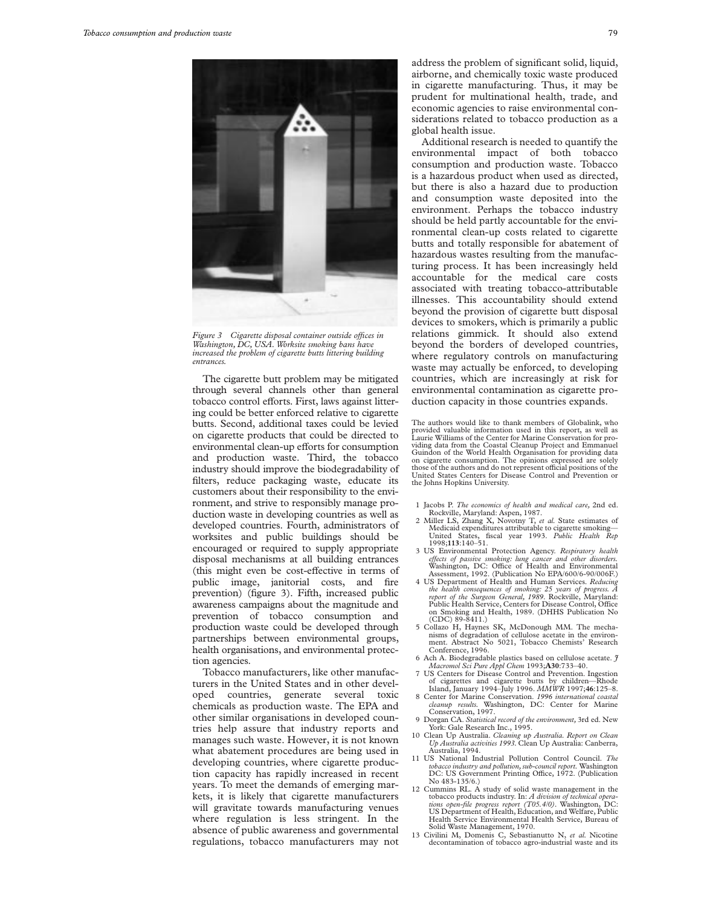*Figure 3 Cigarette disposal container outside offices in Washington, DC, USA. Worksite smoking bans have increased the problem of cigarette butts littering building entrances.*

The cigarette butt problem may be mitigated through several channels other than general tobacco control efforts. First, laws against littering could be better enforced relative to cigarette butts. Second, additional taxes could be levied on cigarette products that could be directed to environmental clean-up efforts for consumption and production waste. Third, the tobacco industry should improve the biodegradability of filters, reduce packaging waste, educate its customers about their responsibility to the environment, and strive to responsibly manage production waste in developing countries as well as developed countries. Fourth, administrators of worksites and public buildings should be encouraged or required to supply appropriate disposal mechanisms at all building entrances (this might even be cost-effective in terms of public image, janitorial costs, and fire prevention) (figure 3). Fifth, increased public awareness campaigns about the magnitude and prevention of tobacco consumption and production waste could be developed through partnerships between environmental groups, health organisations, and environmental protection agencies.

Tobacco manufacturers, like other manufacturers in the United States and in other developed countries, generate several toxic chemicals as production waste. The EPA and other similar organisations in developed countries help assure that industry reports and manages such waste. However, it is not known what abatement procedures are being used in developing countries, where cigarette production capacity has rapidly increased in recent years. To meet the demands of emerging markets, it is likely that cigarette manufacturers will gravitate towards manufacturing venues where regulation is less stringent. In the absence of public awareness and governmental regulations, tobacco manufacturers may not address the problem of significant solid, liquid, airborne, and chemically toxic waste produced in cigarette manufacturing. Thus, it may be prudent for multinational health, trade, and economic agencies to raise environmental considerations related to tobacco production as a global health issue.

Additional research is needed to quantify the environmental impact of both tobacco consumption and production waste. Tobacco is a hazardous product when used as directed, but there is also a hazard due to production and consumption waste deposited into the environment. Perhaps the tobacco industry should be held partly accountable for the environmental clean-up costs related to cigarette butts and totally responsible for abatement of hazardous wastes resulting from the manufacturing process. It has been increasingly held accountable for the medical care costs associated with treating tobacco-attributable illnesses. This accountability should extend beyond the provision of cigarette butt disposal devices to smokers, which is primarily a public relations gimmick. It should also extend beyond the borders of developed countries, where regulatory controls on manufacturing waste may actually be enforced, to developing countries, which are increasingly at risk for environmental contamination as cigarette production capacity in those countries expands.

The authors would like to thank members of Globalink, who provided valuable information used in this report, as well as Laurie Williams of the Center for Marine Conservation for providing data from the Coastal Cleanup Project and Emmanuel Guindon of the World Health Organisation for providing data on cigarette consumption. The opinions expressed are solely those of the authors and do not represent official positions of the United States Centers for Disease Control and Prevention or the Johns Hopkins University.

1 Jacobs P. *The economics of health and medical care,* 2nd ed. Rockville, Maryland: Aspen, 1987.
2 Miller LS, Zhang X, Novotny T, *et al.* State estimates of Medicaid expenditures attributable to cigarette smoking—United States, fiscal year 1993. *Public Health Rep* 1998;**113**:140–51.
3 US Environmental Protection Agency. *Respiratory health effects of passive smoking: lung cancer and other disorders.* Washington, DC: Office of Health and Environmental Assessment, 1992. (Publication No EPA/600/6-90/006F.)
4 US Department of Health and Human Services. *Reducing the health consequences of smoking: 25 years of progress. A report of the Surgeon General, 1989.* Rockville, Maryland: Public Health Service, Centers for Disease Control, Office on Smoking and Health, 1989. (DHHS Publication No (CDC) 89-8411.)
5 Collazo H, Haynes SK, McDonough MM. The mechanisms of degradation of cellulose acetate in the environment. Abstract No 5021, Tobacco Chemists' Research Conference, 1996.
6 Ach A. Biodegradable plastics based on cellulose acetate. *J Macromol Sci Pure Appl Chem* 1993;**A30**:733–40.
7 US Centers for Disease Control and Prevention. Ingestion of cigarettes and cigarette butts by children—Rhode Island, January 1994–July 1996. *MMWR* 1997;**46**:125–8.
8 Center for Marine Conservation. *1996 international coastal cleanup results.* Washington, DC: Center for Marine Conservation, 1997.
9 Dorgan CA. *Statistical record of the environment,* 3rd ed. New York: Gale Research Inc., 1995.
10 Clean Up Australia. *Cleaning up Australia. Report on Clean Up Australia activities 1993.* Clean Up Australia: Canberra, Australia, 1994.
11 US National Industrial Pollution Control Council. *The tobacco industry and pollution, sub-council report.* Washington DC: US Government Printing Office, 1972. (Publication No 483-135/6.)
12 Cummins RL. A study of solid waste management in the tobacco products industry. In: *A division of technical operations open-file progress report (T05.4/0).* Washington, DC: US Department of Health, Education, and Welfare, Public Health Service Environmental Health Service, Bureau of Solid Waste Management, 1970.
13 Civilini M, Domenis C, Sebastianutto N, *et al.* Nicotine decontamination of tobacco agro-industrial waste and its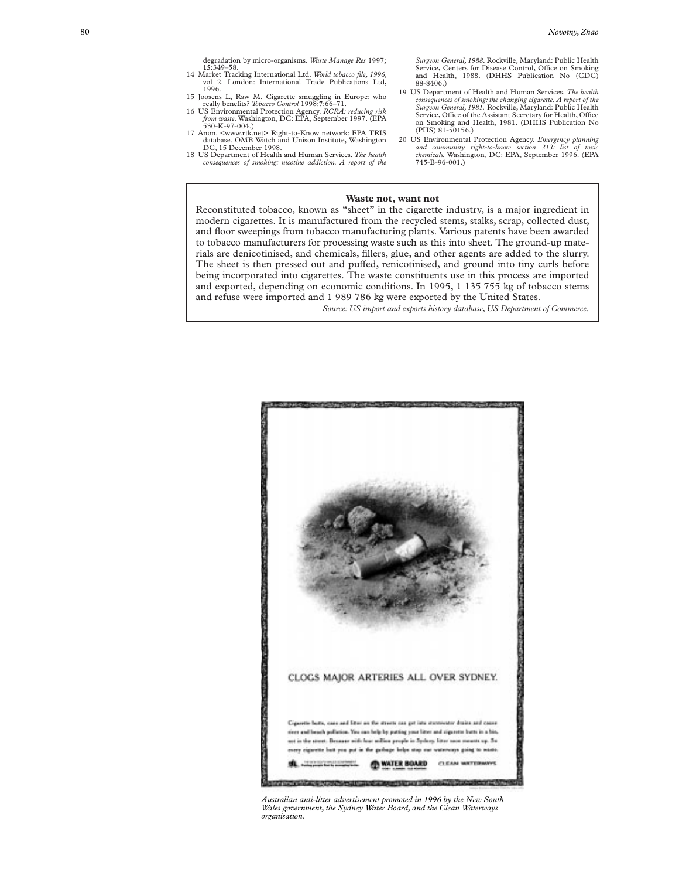degradation by micro-organisms. *Waste Manage Res* 1997; **15**:349–58.

14 Market Tracking International Ltd. *World tobacco file, 1996*, vol 2. London: International Trade Publications Ltd, 1996.

15 Joosens L, Raw M. Cigarette smuggling in Europe: who really benefits? *Tobacco Control* 1998;7:66–71.

16 US Environmental Protection Agency. *RCRA: reducing risk from waste*. Washington, DC: EPA, September 1997. (EPA 530-K-97-004.)

17 Anon. <www.rtk.net> Right-to-Know network: EPA TRIS database. OMB Watch and Unison Institute, Washington DC, 15 December 1998.

18 US Department of Health and Human Services. *The health consequences of smoking: nicotine addiction. A report of the Surgeon General, 1988*. Rockville, Maryland: Public Health Service, Centers for Disease Control, Office on Smoking and Health, 1988. (DHHS Publication No (CDC) 88-8406.)

19 US Department of Health and Human Services. *The health consequences of smoking: the changing cigarette. A report of the Surgeon General, 1981*. Rockville, Maryland: Public Health Service, Office of the Assistant Secretary for Health, Office on Smoking and Health, 1981. (DHHS Publication No (PHS) 81-50156.)

20 US Environmental Protection Agency. *Emergency planning and community right-to-know section 313: list of toxic chemicals*. Washington, DC: EPA, September 1996. (EPA 745-B-96-001.)

**Waste not, want not**

Reconstituted tobacco, known as "sheet" in the cigarette industry, is a major ingredient in modern cigarettes. It is manufactured from the recycled stems, stalks, scrap, collected dust, and floor sweepings from tobacco manufacturing plants. Various patents have been awarded to tobacco manufacturers for processing waste such as this into sheet. The ground-up materials are denicotinised, and chemicals, fillers, glue, and other agents are added to the slurry. The sheet is then pressed out and puffed, renicotinised, and ground into tiny curls before being incorporated into cigarettes. The waste constituents use in this process are imported and exported, depending on economic conditions. In 1995, 1 135 755 kg of tobacco stems and refuse were imported and 1 989 786 kg were exported by the United States.

*Source: US import and exports history database, US Department of Commerce.*

*Australian anti-litter advertisement promoted in 1996 by the New South Wales government, the Sydney Water Board, and the Clean Waterways organisation.*